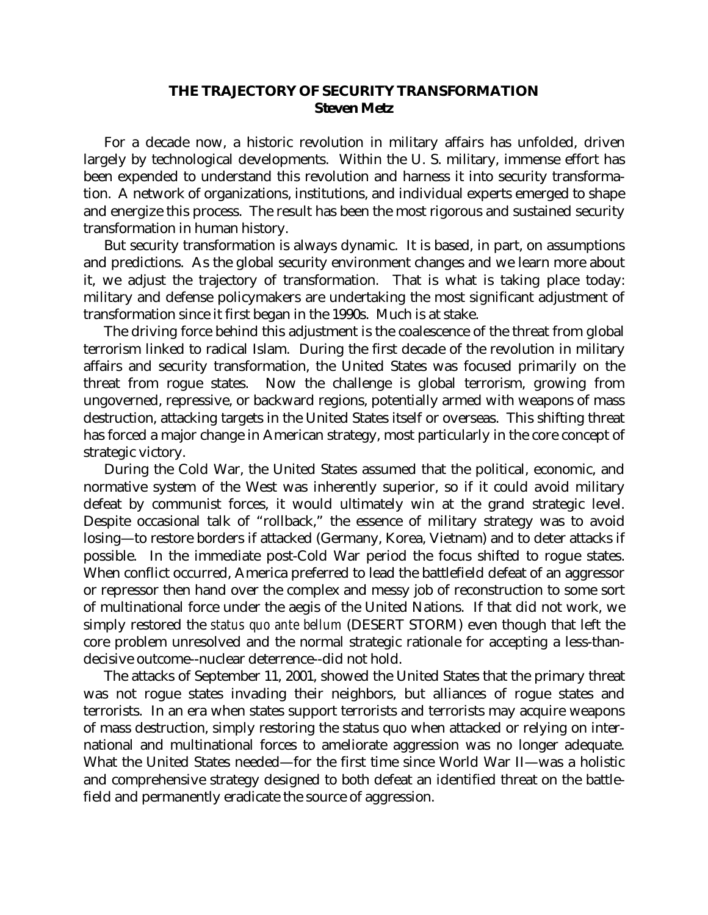# THE TRAJECTORY OF SECURITY TRANSFORMATION

**Steven Metz**

For a decade now, a historic revolution in military affairs has unfolded, driven largely by technological developments. Within the U. S. military, immense effort has been expended to understand this revolution and harness it into security transformation. A network of organizations, institutions, and individual experts emerged to shape and energize this process. The result has been the most rigorous and sustained security transformation in human history.

But security transformation is always dynamic. It is based, in part, on assumptions and predictions. As the global security environment changes and we learn more about it, we adjust the trajectory of transformation. That is what is taking place today: military and defense policymakers are undertaking the most significant adjustment of transformation since it first began in the 1990s. Much is at stake.

The driving force behind this adjustment is the coalescence of the threat from global terrorism linked to radical Islam. During the first decade of the revolution in military affairs and security transformation, the United States was focused primarily on the threat from rogue states. Now the challenge is global terrorism, growing from ungoverned, repressive, or backward regions, potentially armed with weapons of mass destruction, attacking targets in the United States itself or overseas. This shifting threat has forced a major change in American strategy, most particularly in the core concept of strategic victory.

During the Cold War, the United States assumed that the political, economic, and normative system of the West was inherently superior, so if it could avoid military defeat by communist forces, it would ultimately win at the grand strategic level. Despite occasional talk of "rollback," the essence of military strategy was to avoid losing—to restore borders if attacked (Germany, Korea, Vietnam) and to deter attacks if possible. In the immediate post-Cold War period the focus shifted to rogue states. When conflict occurred, America preferred to lead the battlefield defeat of an aggressor or repressor then hand over the complex and messy job of reconstruction to some sort of multinational force under the aegis of the United Nations. If that did not work, we simply restored the *status quo ante bellum* (DESERT STORM) even though that left the core problem unresolved and the normal strategic rationale for accepting a less-than-decisive outcome--nuclear deterrence--did not hold.

The attacks of September 11, 2001, showed the United States that the primary threat was not rogue states invading their neighbors, but alliances of rogue states and terrorists. In an era when states support terrorists and terrorists may acquire weapons of mass destruction, simply restoring the status quo when attacked or relying on international and multinational forces to ameliorate aggression was no longer adequate. What the United States needed—for the first time since World War II—was a holistic and comprehensive strategy designed to both defeat an identified threat on the battlefield and permanently eradicate the source of aggression.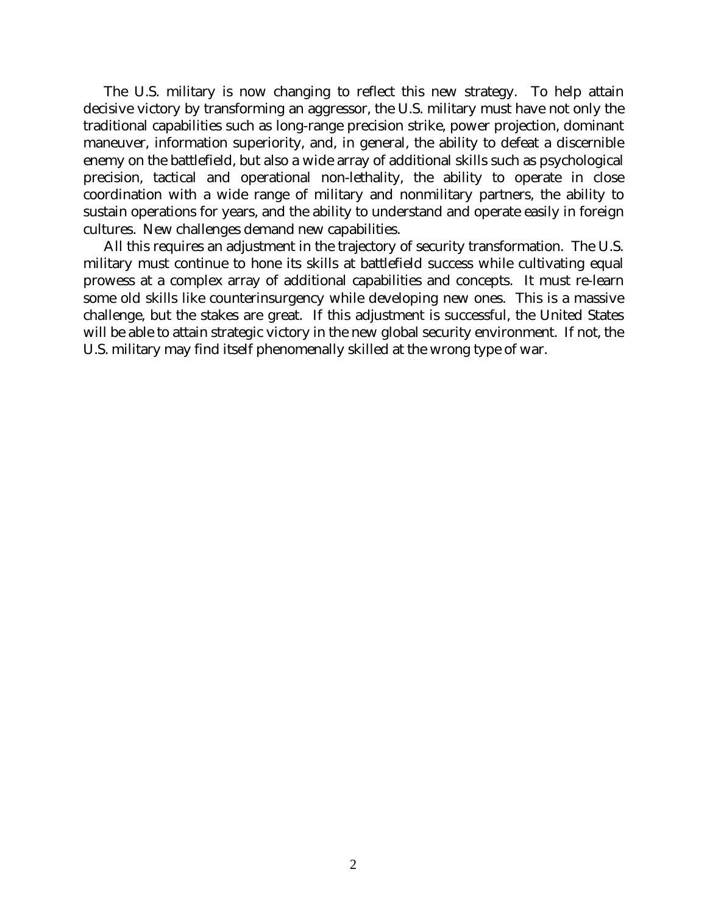The U.S. military is now changing to reflect this new strategy. To help attain decisive victory by transforming an aggressor, the U.S. military must have not only the traditional capabilities such as long-range precision strike, power projection, dominant maneuver, information superiority, and, in general, the ability to defeat a discernible enemy on the battlefield, but also a wide array of additional skills such as psychological precision, tactical and operational non-lethality, the ability to operate in close coordination with a wide range of military and nonmilitary partners, the ability to sustain operations for years, and the ability to understand and operate easily in foreign cultures. New challenges demand new capabilities.

All this requires an adjustment in the trajectory of security transformation. The U.S. military must continue to hone its skills at battlefield success while cultivating equal prowess at a complex array of additional capabilities and concepts. It must re-learn some old skills like counterinsurgency while developing new ones. This is a massive challenge, but the stakes are great. If this adjustment is successful, the United States will be able to attain strategic victory in the new global security environment. If not, the U.S. military may find itself phenomenally skilled at the wrong type of war.